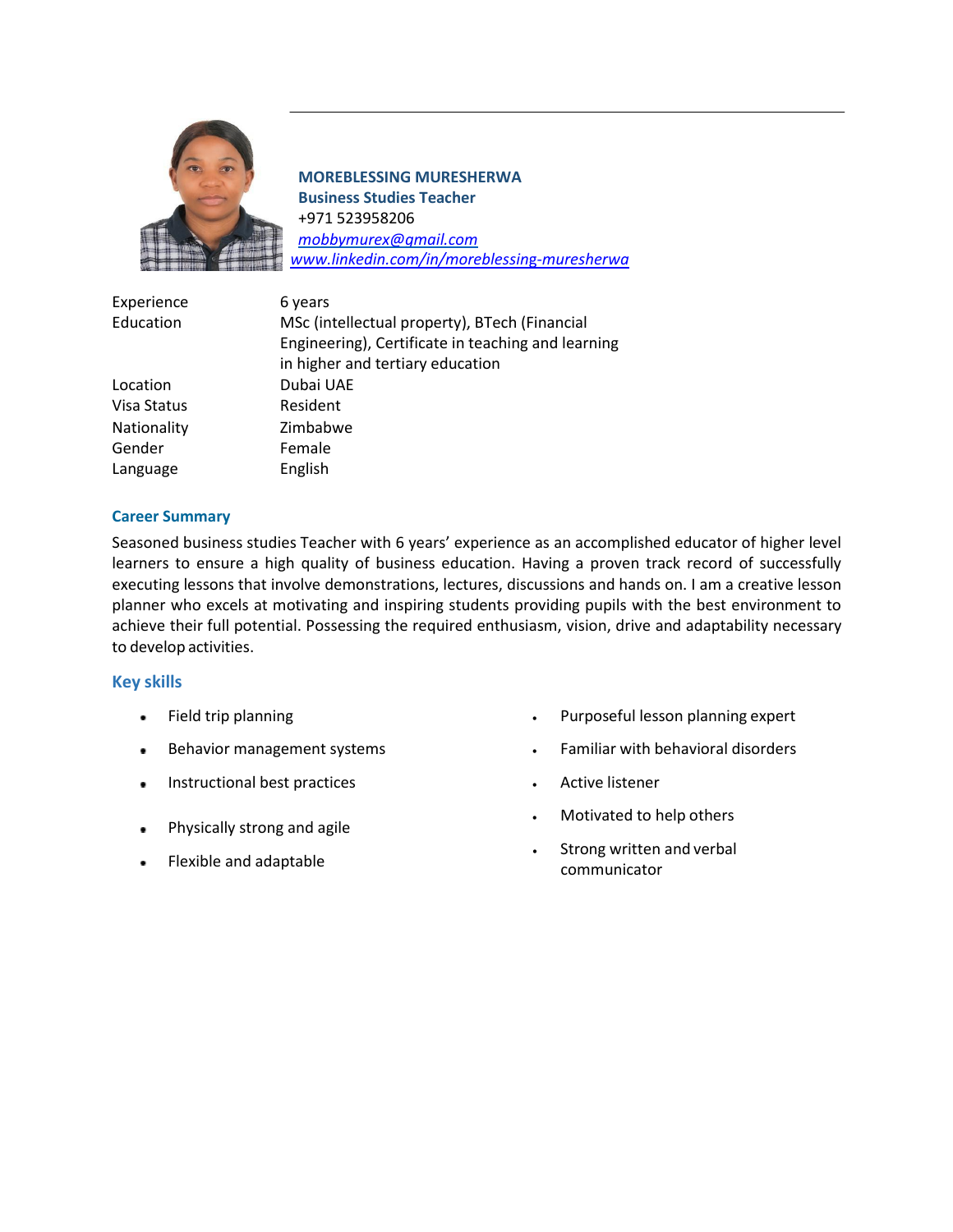**MOREBLESSING MURESHERWA**
**Business Studies Teacher**
+971 523958206
[mobbymurex@gmail.com](mailto:mobbymurex@gmail.com)
[www.linkedin.com/in/moreblessing-muresherwa](www.linkedin.com/in/moreblessing-muresherwa)

| | |
|---|---|
| Experience | 6 years |
| Education | MSc (intellectual property), BTech (Financial Engineering), Certificate in teaching and learning in higher and tertiary education |
| Location | Dubai UAE |
| Visa Status | Resident |
| Nationality | Zimbabwe |
| Gender | Female |
| Language | English |

## Career Summary

Seasoned business studies Teacher with 6 years' experience as an accomplished educator of higher level learners to ensure a high quality of business education. Having a proven track record of successfully executing lessons that involve demonstrations, lectures, discussions and hands on. I am a creative lesson planner who excels at motivating and inspiring students providing pupils with the best environment to achieve their full potential. Possessing the required enthusiasm, vision, drive and adaptability necessary to develop activities.

## Key skills

- Field trip planning
- Behavior management systems
- Instructional best practices
- Physically strong and agile
- Flexible and adaptable
- Purposeful lesson planning expert
- Familiar with behavioral disorders
- Active listener
- Motivated to help others
- Strong written and verbal communicator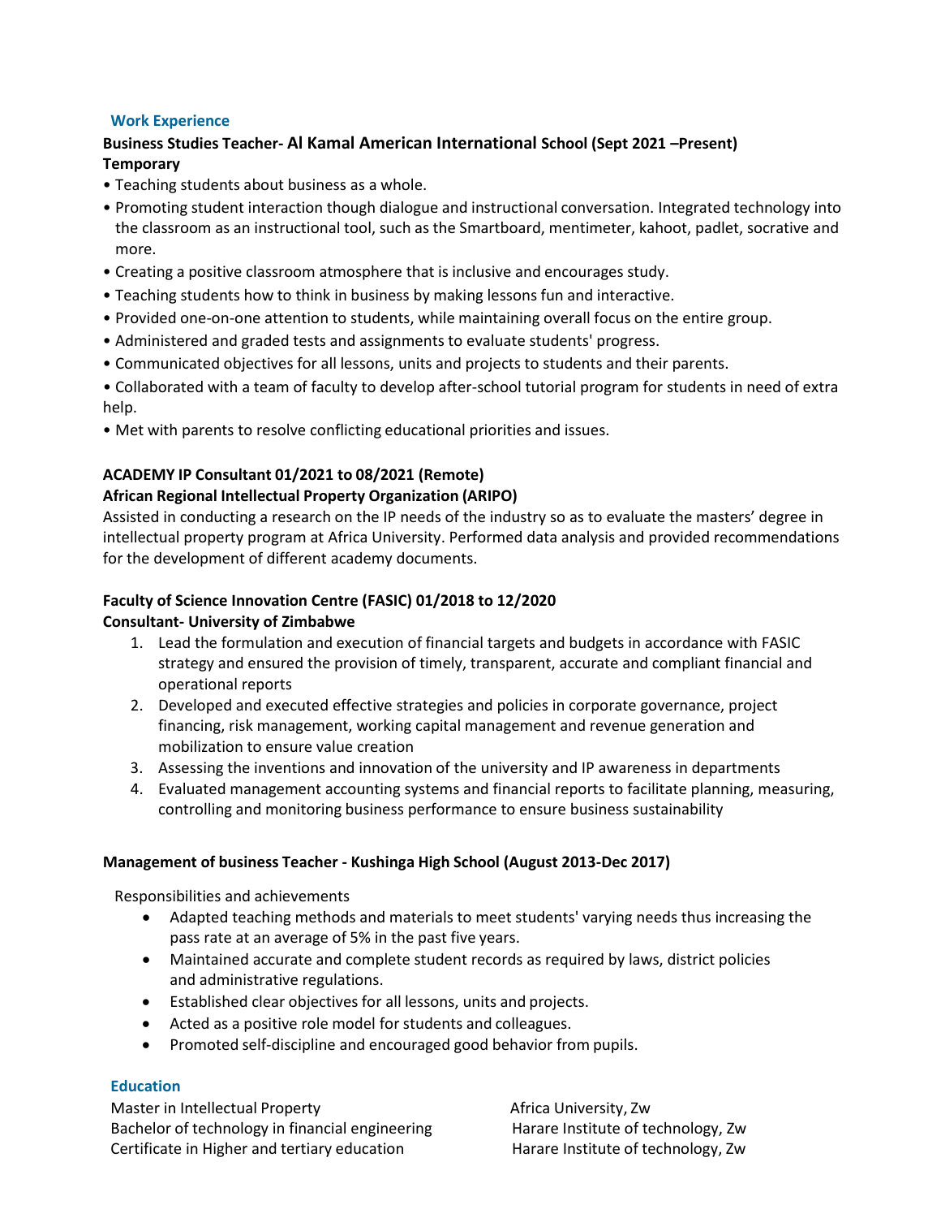## Work Experience

**Business Studies Teacher- Al Kamal American International School (Sept 2021 –Present)**
**Temporary**

- Teaching students about business as a whole.
- Promoting student interaction though dialogue and instructional conversation. Integrated technology into the classroom as an instructional tool, such as the Smartboard, mentimeter, kahoot, padlet, socrative and more.
- Creating a positive classroom atmosphere that is inclusive and encourages study.
- Teaching students how to think in business by making lessons fun and interactive.
- Provided one-on-one attention to students, while maintaining overall focus on the entire group.
- Administered and graded tests and assignments to evaluate students' progress.
- Communicated objectives for all lessons, units and projects to students and their parents.
- Collaborated with a team of faculty to develop after-school tutorial program for students in need of extra help.
- Met with parents to resolve conflicting educational priorities and issues.

**ACADEMY IP Consultant 01/2021 to 08/2021 (Remote)**
**African Regional Intellectual Property Organization (ARIPO)**

Assisted in conducting a research on the IP needs of the industry so as to evaluate the masters' degree in intellectual property program at Africa University. Performed data analysis and provided recommendations for the development of different academy documents.

**Faculty of Science Innovation Centre (FASIC) 01/2018 to 12/2020**
**Consultant- University of Zimbabwe**

1. Lead the formulation and execution of financial targets and budgets in accordance with FASIC strategy and ensured the provision of timely, transparent, accurate and compliant financial and operational reports
2. Developed and executed effective strategies and policies in corporate governance, project financing, risk management, working capital management and revenue generation and mobilization to ensure value creation
3. Assessing the inventions and innovation of the university and IP awareness in departments
4. Evaluated management accounting systems and financial reports to facilitate planning, measuring, controlling and monitoring business performance to ensure business sustainability

**Management of business Teacher - Kushinga High School (August 2013-Dec 2017)**

Responsibilities and achievements

- Adapted teaching methods and materials to meet students' varying needs thus increasing the pass rate at an average of 5% in the past five years.
- Maintained accurate and complete student records as required by laws, district policies and administrative regulations.
- Established clear objectives for all lessons, units and projects.
- Acted as a positive role model for students and colleagues.
- Promoted self-discipline and encouraged good behavior from pupils.

## Education

| | |
|---|---|
| Master in Intellectual Property | Africa University, Zw |
| Bachelor of technology in financial engineering | Harare Institute of technology, Zw |
| Certificate in Higher and tertiary education | Harare Institute of technology, Zw |